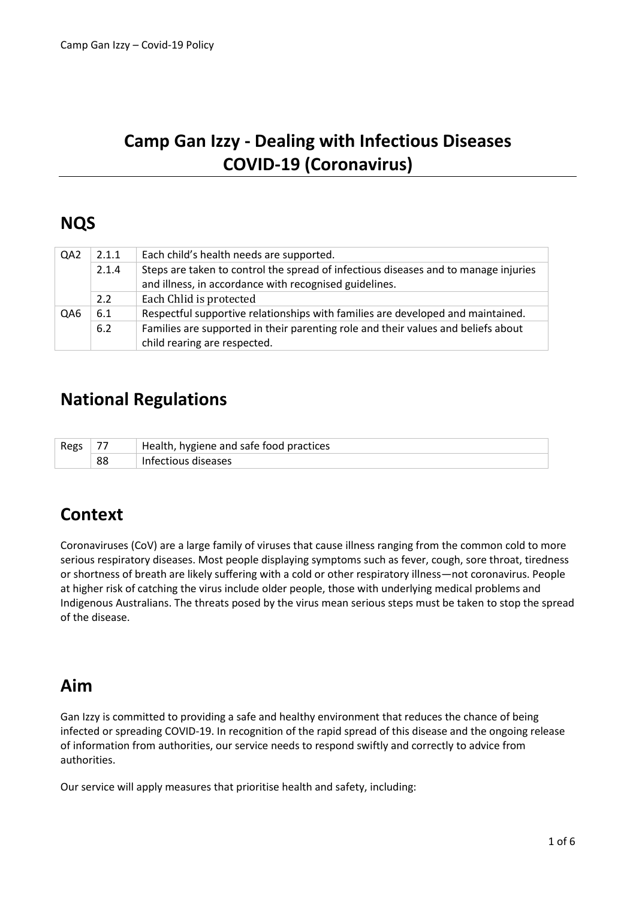# Camp Gan Izzy - Dealing with Infectious Diseases COVID-19 (Coronavirus)

## NQS

| | | |
|---|---|---|
| QA2 | 2.1.1 | Each child's health needs are supported. |
| | 2.1.4 | Steps are taken to control the spread of infectious diseases and to manage injuries and illness, in accordance with recognised guidelines. |
| | 2.2 | Each Chlid is protected |
| QA6 | 6.1 | Respectful supportive relationships with families are developed and maintained. |
| | 6.2 | Families are supported in their parenting role and their values and beliefs about child rearing are respected. |

## National Regulations

| | | |
|---|---|---|
| Regs | 77 | Health, hygiene and safe food practices |
| | 88 | Infectious diseases |

## Context

Coronaviruses (CoV) are a large family of viruses that cause illness ranging from the common cold to more serious respiratory diseases. Most people displaying symptoms such as fever, cough, sore throat, tiredness or shortness of breath are likely suffering with a cold or other respiratory illness—not coronavirus. People at higher risk of catching the virus include older people, those with underlying medical problems and Indigenous Australians. The threats posed by the virus mean serious steps must be taken to stop the spread of the disease.

## Aim

Gan Izzy is committed to providing a safe and healthy environment that reduces the chance of being infected or spreading COVID-19. In recognition of the rapid spread of this disease and the ongoing release of information from authorities, our service needs to respond swiftly and correctly to advice from authorities.

Our service will apply measures that prioritise health and safety, including: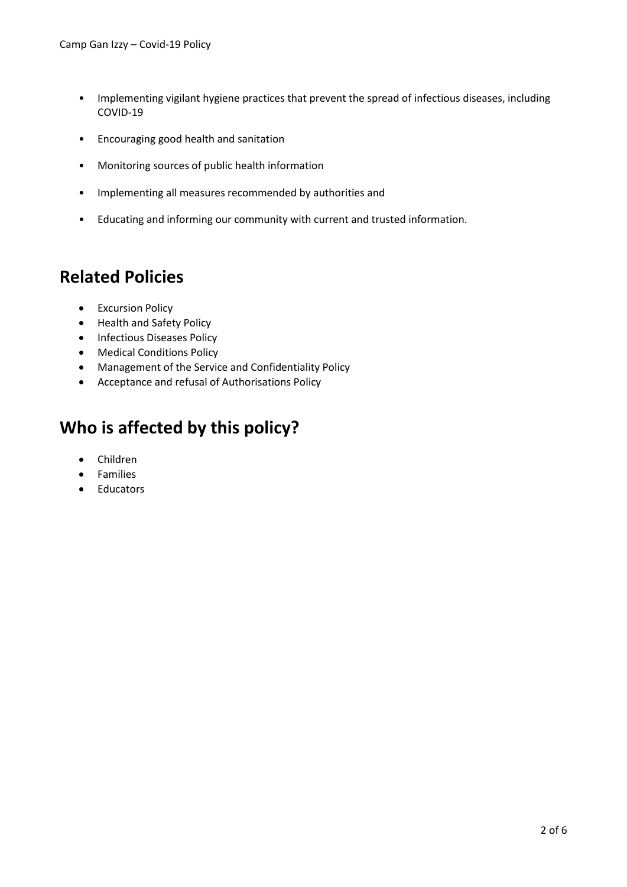- Implementing vigilant hygiene practices that prevent the spread of infectious diseases, including COVID-19
- Encouraging good health and sanitation
- Monitoring sources of public health information
- Implementing all measures recommended by authorities and
- Educating and informing our community with current and trusted information.

## Related Policies

- Excursion Policy
- Health and Safety Policy
- Infectious Diseases Policy
- Medical Conditions Policy
- Management of the Service and Confidentiality Policy
- Acceptance and refusal of Authorisations Policy

## Who is affected by this policy?

- Children
- Families
- Educators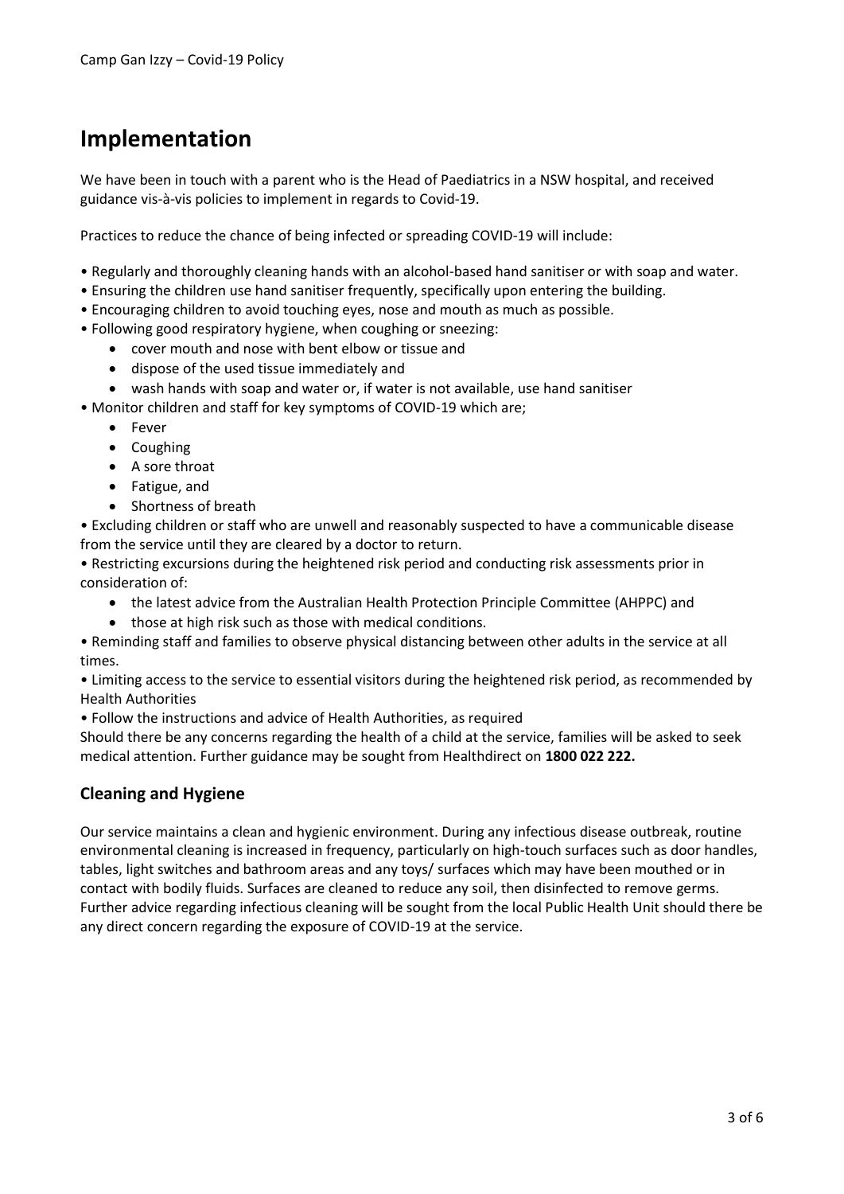# Implementation

We have been in touch with a parent who is the Head of Paediatrics in a NSW hospital, and received guidance vis-à-vis policies to implement in regards to Covid-19.

Practices to reduce the chance of being infected or spreading COVID-19 will include:

- Regularly and thoroughly cleaning hands with an alcohol-based hand sanitiser or with soap and water.
- Ensuring the children use hand sanitiser frequently, specifically upon entering the building.
- Encouraging children to avoid touching eyes, nose and mouth as much as possible.
- Following good respiratory hygiene, when coughing or sneezing:
  - cover mouth and nose with bent elbow or tissue and
  - dispose of the used tissue immediately and
  - wash hands with soap and water or, if water is not available, use hand sanitiser
- Monitor children and staff for key symptoms of COVID-19 which are;
  - Fever
  - Coughing
  - A sore throat
  - Fatigue, and
  - Shortness of breath
- Excluding children or staff who are unwell and reasonably suspected to have a communicable disease from the service until they are cleared by a doctor to return.
- Restricting excursions during the heightened risk period and conducting risk assessments prior in consideration of:
  - the latest advice from the Australian Health Protection Principle Committee (AHPPC) and
  - those at high risk such as those with medical conditions.
- Reminding staff and families to observe physical distancing between other adults in the service at all times.
- Limiting access to the service to essential visitors during the heightened risk period, as recommended by Health Authorities
- Follow the instructions and advice of Health Authorities, as required

Should there be any concerns regarding the health of a child at the service, families will be asked to seek medical attention. Further guidance may be sought from Healthdirect on **1800 022 222.**

## Cleaning and Hygiene

Our service maintains a clean and hygienic environment. During any infectious disease outbreak, routine environmental cleaning is increased in frequency, particularly on high-touch surfaces such as door handles, tables, light switches and bathroom areas and any toys/ surfaces which may have been mouthed or in contact with bodily fluids. Surfaces are cleaned to reduce any soil, then disinfected to remove germs. Further advice regarding infectious cleaning will be sought from the local Public Health Unit should there be any direct concern regarding the exposure of COVID-19 at the service.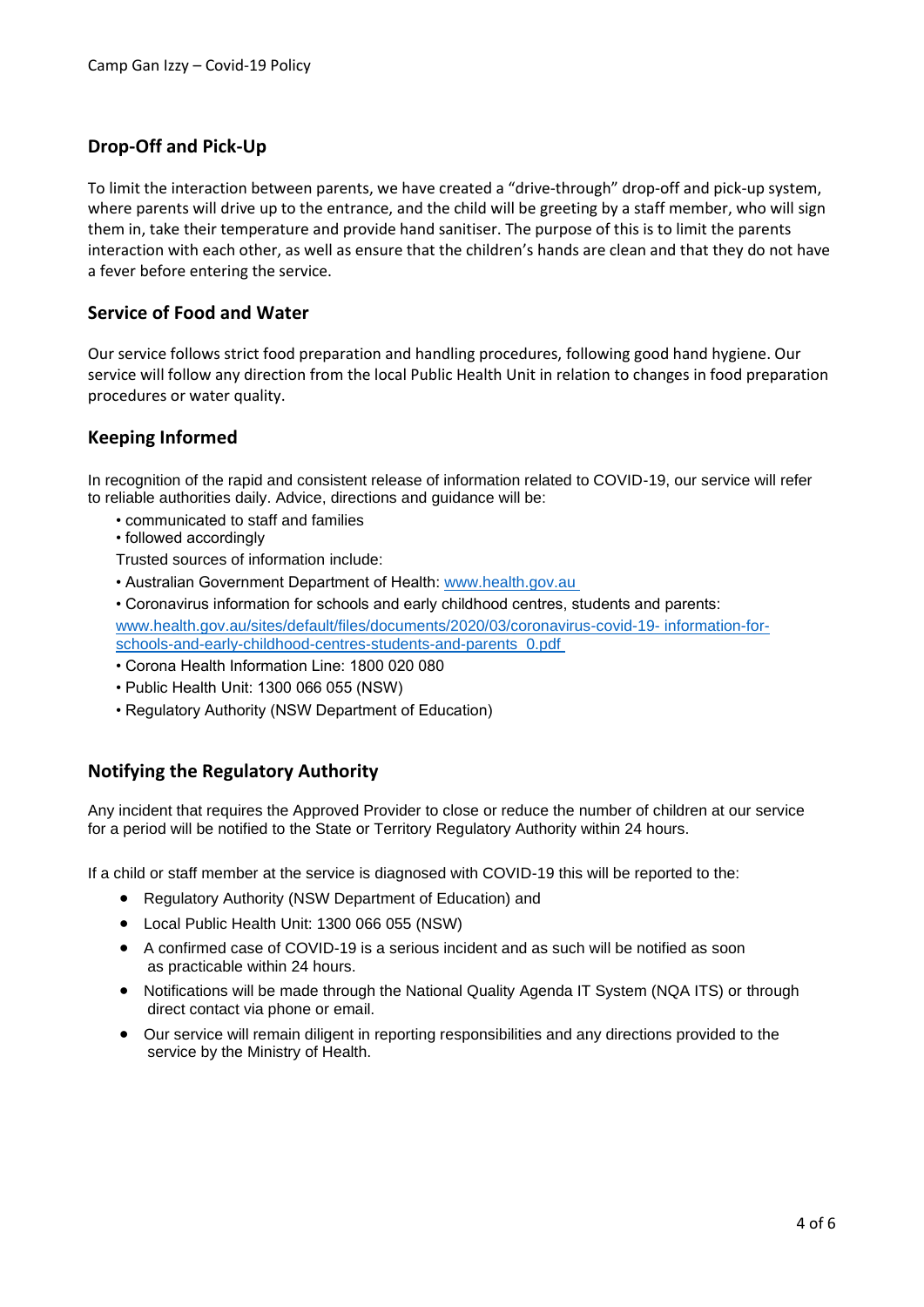## Drop-Off and Pick-Up

To limit the interaction between parents, we have created a "drive-through" drop-off and pick-up system, where parents will drive up to the entrance, and the child will be greeting by a staff member, who will sign them in, take their temperature and provide hand sanitiser. The purpose of this is to limit the parents interaction with each other, as well as ensure that the children's hands are clean and that they do not have a fever before entering the service.

## Service of Food and Water

Our service follows strict food preparation and handling procedures, following good hand hygiene. Our service will follow any direction from the local Public Health Unit in relation to changes in food preparation procedures or water quality.

## Keeping Informed

In recognition of the rapid and consistent release of information related to COVID-19, our service will refer to reliable authorities daily. Advice, directions and guidance will be:

- communicated to staff and families
- followed accordingly

Trusted sources of information include:

- Australian Government Department of Health: www.health.gov.au
- Coronavirus information for schools and early childhood centres, students and parents: www.health.gov.au/sites/default/files/documents/2020/03/coronavirus-covid-19- information-for-schools-and-early-childhood-centres-students-and-parents_0.pdf
- Corona Health Information Line: 1800 020 080
- Public Health Unit: 1300 066 055 (NSW)
- Regulatory Authority (NSW Department of Education)

## Notifying the Regulatory Authority

Any incident that requires the Approved Provider to close or reduce the number of children at our service for a period will be notified to the State or Territory Regulatory Authority within 24 hours.

If a child or staff member at the service is diagnosed with COVID-19 this will be reported to the:

- Regulatory Authority (NSW Department of Education) and
- Local Public Health Unit: 1300 066 055 (NSW)
- A confirmed case of COVID-19 is a serious incident and as such will be notified as soon as practicable within 24 hours.
- Notifications will be made through the National Quality Agenda IT System (NQA ITS) or through direct contact via phone or email.
- Our service will remain diligent in reporting responsibilities and any directions provided to the service by the Ministry of Health.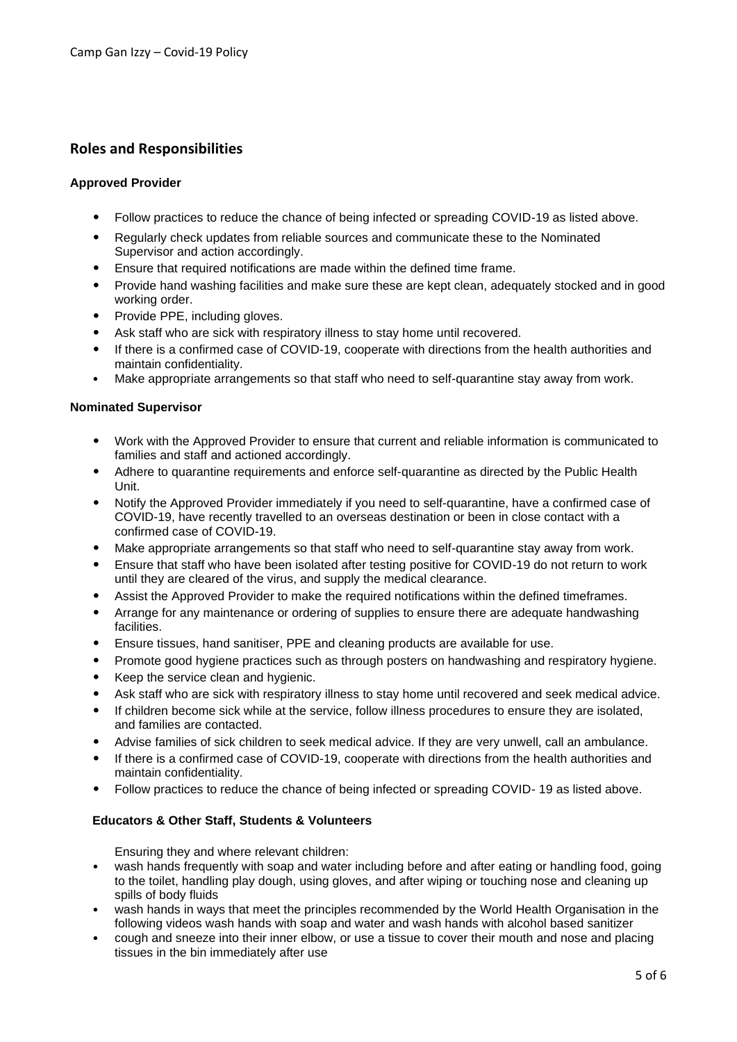## Roles and Responsibilities

### Approved Provider

- Follow practices to reduce the chance of being infected or spreading COVID-19 as listed above.
- Regularly check updates from reliable sources and communicate these to the Nominated Supervisor and action accordingly.
- Ensure that required notifications are made within the defined time frame.
- Provide hand washing facilities and make sure these are kept clean, adequately stocked and in good working order.
- Provide PPE, including gloves.
- Ask staff who are sick with respiratory illness to stay home until recovered.
- If there is a confirmed case of COVID-19, cooperate with directions from the health authorities and maintain confidentiality.
- Make appropriate arrangements so that staff who need to self-quarantine stay away from work.

### Nominated Supervisor

- Work with the Approved Provider to ensure that current and reliable information is communicated to families and staff and actioned accordingly.
- Adhere to quarantine requirements and enforce self-quarantine as directed by the Public Health Unit.
- Notify the Approved Provider immediately if you need to self-quarantine, have a confirmed case of COVID-19, have recently travelled to an overseas destination or been in close contact with a confirmed case of COVID-19.
- Make appropriate arrangements so that staff who need to self-quarantine stay away from work.
- Ensure that staff who have been isolated after testing positive for COVID-19 do not return to work until they are cleared of the virus, and supply the medical clearance.
- Assist the Approved Provider to make the required notifications within the defined timeframes.
- Arrange for any maintenance or ordering of supplies to ensure there are adequate handwashing facilities.
- Ensure tissues, hand sanitiser, PPE and cleaning products are available for use.
- Promote good hygiene practices such as through posters on handwashing and respiratory hygiene.
- Keep the service clean and hygienic.
- Ask staff who are sick with respiratory illness to stay home until recovered and seek medical advice.
- If children become sick while at the service, follow illness procedures to ensure they are isolated, and families are contacted.
- Advise families of sick children to seek medical advice. If they are very unwell, call an ambulance.
- If there is a confirmed case of COVID-19, cooperate with directions from the health authorities and maintain confidentiality.
- Follow practices to reduce the chance of being infected or spreading COVID- 19 as listed above.

### Educators & Other Staff, Students & Volunteers

Ensuring they and where relevant children:

- wash hands frequently with soap and water including before and after eating or handling food, going to the toilet, handling play dough, using gloves, and after wiping or touching nose and cleaning up spills of body fluids
- wash hands in ways that meet the principles recommended by the World Health Organisation in the following videos wash hands with soap and water and wash hands with alcohol based sanitizer
- cough and sneeze into their inner elbow, or use a tissue to cover their mouth and nose and placing tissues in the bin immediately after use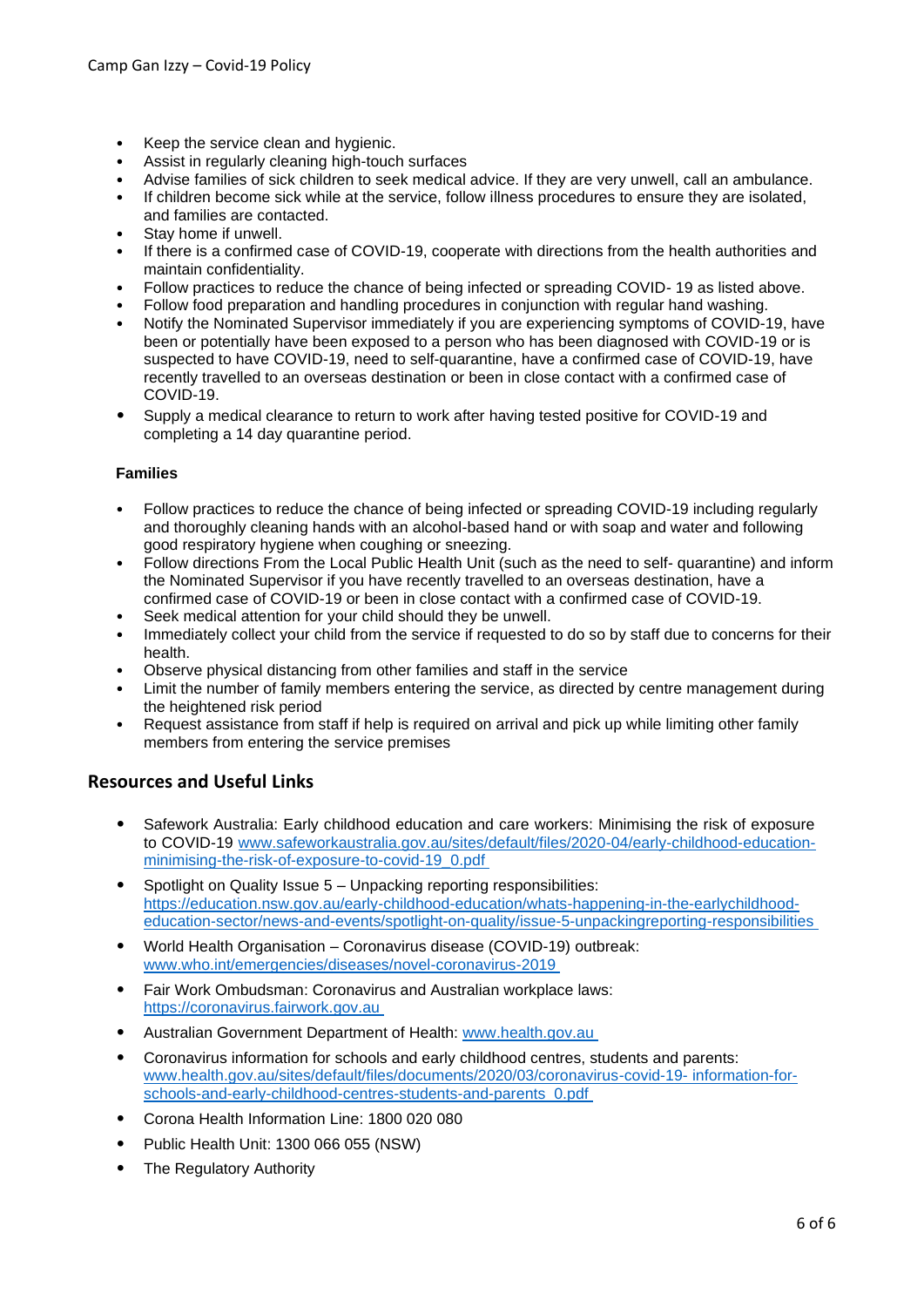- Keep the service clean and hygienic.
- Assist in regularly cleaning high-touch surfaces
- Advise families of sick children to seek medical advice. If they are very unwell, call an ambulance.
- If children become sick while at the service, follow illness procedures to ensure they are isolated, and families are contacted.
- Stay home if unwell.
- If there is a confirmed case of COVID-19, cooperate with directions from the health authorities and maintain confidentiality.
- Follow practices to reduce the chance of being infected or spreading COVID- 19 as listed above.
- Follow food preparation and handling procedures in conjunction with regular hand washing.
- Notify the Nominated Supervisor immediately if you are experiencing symptoms of COVID-19, have been or potentially have been exposed to a person who has been diagnosed with COVID-19 or is suspected to have COVID-19, need to self-quarantine, have a confirmed case of COVID-19, have recently travelled to an overseas destination or been in close contact with a confirmed case of COVID-19.
- Supply a medical clearance to return to work after having tested positive for COVID-19 and completing a 14 day quarantine period.

**Families**

- Follow practices to reduce the chance of being infected or spreading COVID-19 including regularly and thoroughly cleaning hands with an alcohol-based hand or with soap and water and following good respiratory hygiene when coughing or sneezing.
- Follow directions From the Local Public Health Unit (such as the need to self- quarantine) and inform the Nominated Supervisor if you have recently travelled to an overseas destination, have a confirmed case of COVID-19 or been in close contact with a confirmed case of COVID-19.
- Seek medical attention for your child should they be unwell.
- Immediately collect your child from the service if requested to do so by staff due to concerns for their health.
- Observe physical distancing from other families and staff in the service
- Limit the number of family members entering the service, as directed by centre management during the heightened risk period
- Request assistance from staff if help is required on arrival and pick up while limiting other family members from entering the service premises

## Resources and Useful Links

- Safework Australia: Early childhood education and care workers: Minimising the risk of exposure to COVID-19 www.safeworkaustralia.gov.au/sites/default/files/2020-04/early-childhood-education-minimising-the-risk-of-exposure-to-covid-19_0.pdf
- Spotlight on Quality Issue 5 – Unpacking reporting responsibilities: https://education.nsw.gov.au/early-childhood-education/whats-happening-in-the-earlychildhood-education-sector/news-and-events/spotlight-on-quality/issue-5-unpackingreporting-responsibilities
- World Health Organisation – Coronavirus disease (COVID-19) outbreak: www.who.int/emergencies/diseases/novel-coronavirus-2019
- Fair Work Ombudsman: Coronavirus and Australian workplace laws: https://coronavirus.fairwork.gov.au
- Australian Government Department of Health: www.health.gov.au
- Coronavirus information for schools and early childhood centres, students and parents: www.health.gov.au/sites/default/files/documents/2020/03/coronavirus-covid-19- information-for-schools-and-early-childhood-centres-students-and-parents_0.pdf
- Corona Health Information Line: 1800 020 080
- Public Health Unit: 1300 066 055 (NSW)
- The Regulatory Authority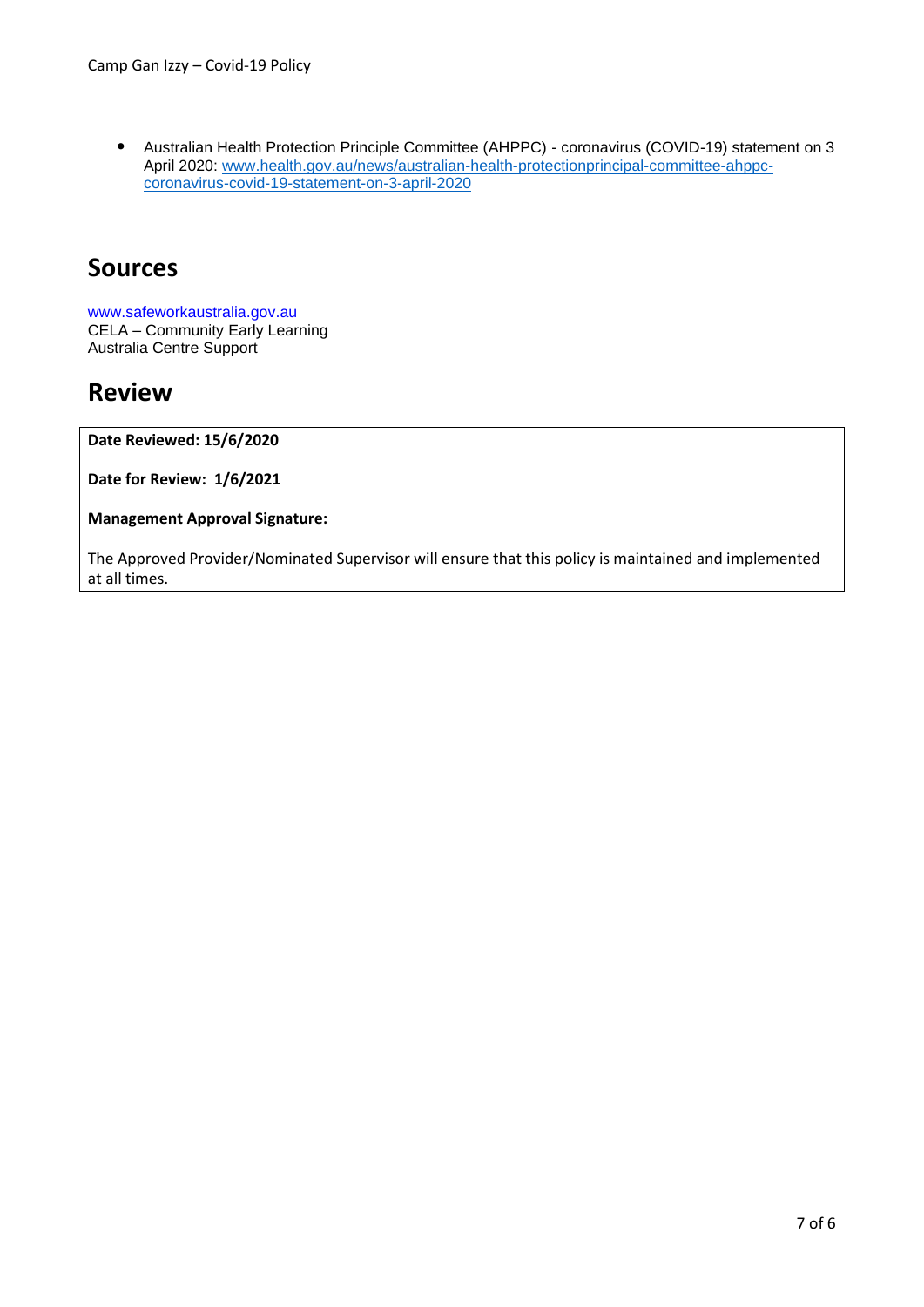- Australian Health Protection Principle Committee (AHPPC) - coronavirus (COVID-19) statement on 3 April 2020: [www.health.gov.au/news/australian-health-protectionprincipal-committee-ahppc-coronavirus-covid-19-statement-on-3-april-2020](www.health.gov.au/news/australian-health-protectionprincipal-committee-ahppc-coronavirus-covid-19-statement-on-3-april-2020)

## Sources

www.safeworkaustralia.gov.au
CELA – Community Early Learning
Australia Centre Support

## Review

**Date Reviewed: 15/6/2020**

**Date for Review: 1/6/2021**

**Management Approval Signature:**

The Approved Provider/Nominated Supervisor will ensure that this policy is maintained and implemented at all times.